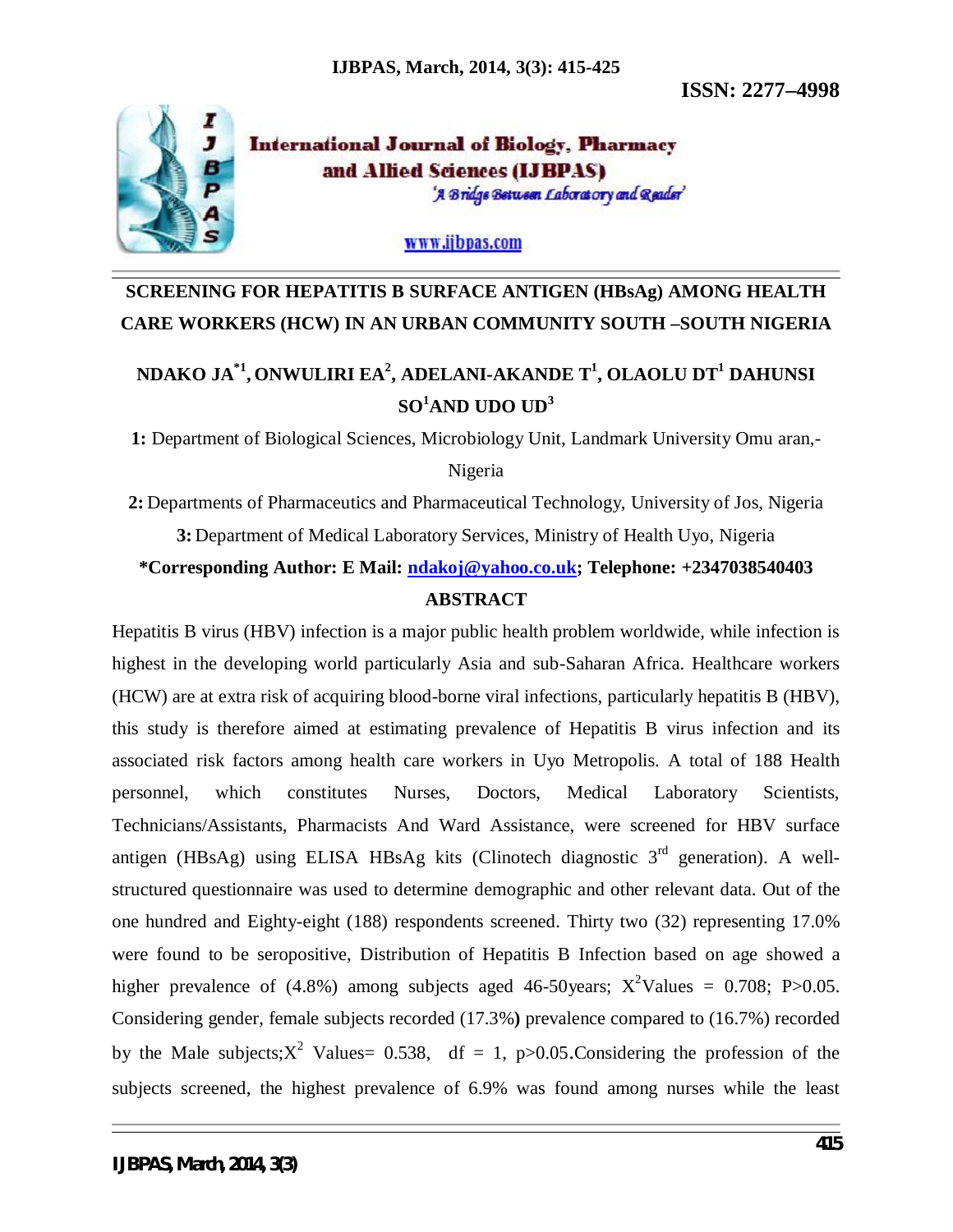ISSN: 2277–4998

International Journal of Biology, Pharmacy and Allied Sciences (IJBPAS)

'A Bridge Between Laboratory and Reader'

www.ijbpas.com

# SCREENING FOR HEPATITIS B SURFACE ANTIGEN (HBsAg) AMONG HEALTH CARE WORKERS (HCW) IN AN URBAN COMMUNITY SOUTH –SOUTH NIGERIA

**NDAKO JA[*1], ONWULIRI EA[2], ADELANI-AKANDE T[1], OLAOLU DT[1] DAHUNSI SO[1] AND UDO UD[3]**

**1:** Department of Biological Sciences, Microbiology Unit, Landmark University Omu aran,- Nigeria

**2:** Departments of Pharmaceutics and Pharmaceutical Technology, University of Jos, Nigeria

**3:** Department of Medical Laboratory Services, Ministry of Health Uyo, Nigeria

**\*Corresponding Author: E Mail: ndakoj@yahoo.co.uk; Telephone: +2347038540403**

## ABSTRACT

Hepatitis B virus (HBV) infection is a major public health problem worldwide, while infection is highest in the developing world particularly Asia and sub-Saharan Africa. Healthcare workers (HCW) are at extra risk of acquiring blood-borne viral infections, particularly hepatitis B (HBV), this study is therefore aimed at estimating prevalence of Hepatitis B virus infection and its associated risk factors among health care workers in Uyo Metropolis. A total of 188 Health personnel, which constitutes Nurses, Doctors, Medical Laboratory Scientists, Technicians/Assistants, Pharmacists And Ward Assistance, were screened for HBV surface antigen (HBsAg) using ELISA HBsAg kits (Clinotech diagnostic 3[rd] generation). A well-structured questionnaire was used to determine demographic and other relevant data. Out of the one hundred and Eighty-eight (188) respondents screened. Thirty two (32) representing 17.0% were found to be seropositive, Distribution of Hepatitis B Infection based on age showed a higher prevalence of (4.8%) among subjects aged 46-50years; $X^2$Values = 0.708; P>0.05. Considering gender, female subjects recorded (17.3%**)** prevalence compared to (16.7%) recorded by the Male subjects;$X^2$ Values= 0.538, df = 1, p>0.05.Considering the profession of the subjects screened, the highest prevalence of 6.9% was found among nurses while the least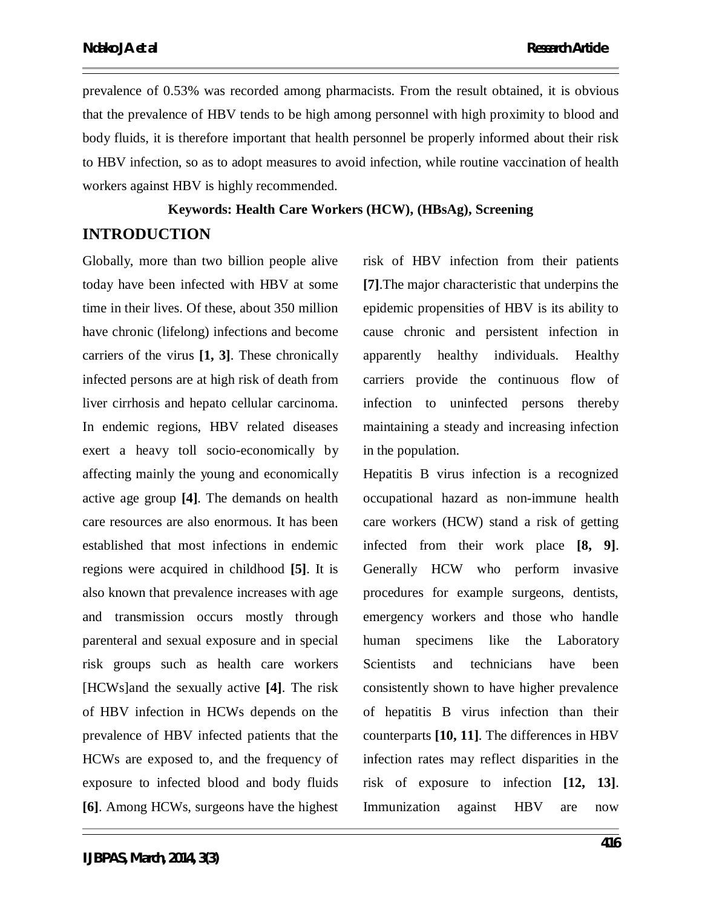prevalence of 0.53% was recorded among pharmacists. From the result obtained, it is obvious that the prevalence of HBV tends to be high among personnel with high proximity to blood and body fluids, it is therefore important that health personnel be properly informed about their risk to HBV infection, so as to adopt measures to avoid infection, while routine vaccination of health workers against HBV is highly recommended.

**Keywords: Health Care Workers (HCW), (HBsAg), Screening**

## INTRODUCTION

Globally, more than two billion people alive today have been infected with HBV at some time in their lives. Of these, about 350 million have chronic (lifelong) infections and become carriers of the virus **[1, 3]**. These chronically infected persons are at high risk of death from liver cirrhosis and hepato cellular carcinoma. In endemic regions, HBV related diseases exert a heavy toll socio-economically by affecting mainly the young and economically active age group **[4]**. The demands on health care resources are also enormous. It has been established that most infections in endemic regions were acquired in childhood **[5]**. It is also known that prevalence increases with age and transmission occurs mostly through parenteral and sexual exposure and in special risk groups such as health care workers [HCWs]and the sexually active **[4]**. The risk of HBV infection in HCWs depends on the prevalence of HBV infected patients that the HCWs are exposed to, and the frequency of exposure to infected blood and body fluids **[6]**. Among HCWs, surgeons have the highest risk of HBV infection from their patients **[7]**.The major characteristic that underpins the epidemic propensities of HBV is its ability to cause chronic and persistent infection in apparently healthy individuals. Healthy carriers provide the continuous flow of infection to uninfected persons thereby maintaining a steady and increasing infection in the population.

Hepatitis B virus infection is a recognized occupational hazard as non-immune health care workers (HCW) stand a risk of getting infected from their work place **[8, 9]**. Generally HCW who perform invasive procedures for example surgeons, dentists, emergency workers and those who handle human specimens like the Laboratory Scientists and technicians have been consistently shown to have higher prevalence of hepatitis B virus infection than their counterparts **[10, 11]**. The differences in HBV infection rates may reflect disparities in the risk of exposure to infection **[12, 13]**. Immunization against HBV are now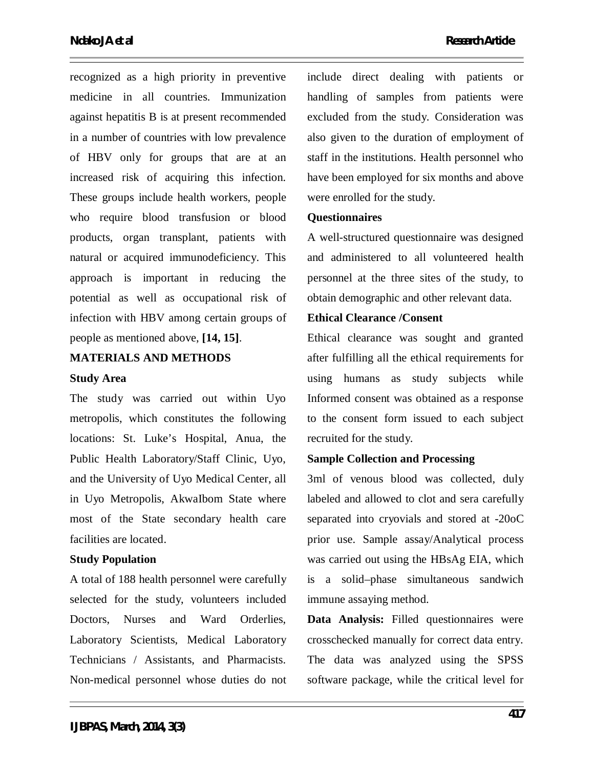recognized as a high priority in preventive medicine in all countries. Immunization against hepatitis B is at present recommended in a number of countries with low prevalence of HBV only for groups that are at an increased risk of acquiring this infection. These groups include health workers, people who require blood transfusion or blood products, organ transplant, patients with natural or acquired immunodeficiency. This approach is important in reducing the potential as well as occupational risk of infection with HBV among certain groups of people as mentioned above, **[14, 15]**.

## MATERIALS AND METHODS

### Study Area

The study was carried out within Uyo metropolis, which constitutes the following locations: St. Luke's Hospital, Anua, the Public Health Laboratory/Staff Clinic, Uyo, and the University of Uyo Medical Center, all in Uyo Metropolis, AkwaIbom State where most of the State secondary health care facilities are located.

### Study Population

A total of 188 health personnel were carefully selected for the study, volunteers included Doctors, Nurses and Ward Orderlies, Laboratory Scientists, Medical Laboratory Technicians / Assistants, and Pharmacists. Non-medical personnel whose duties do not include direct dealing with patients or handling of samples from patients were excluded from the study. Consideration was also given to the duration of employment of staff in the institutions. Health personnel who have been employed for six months and above were enrolled for the study.

### Questionnaires

A well-structured questionnaire was designed and administered to all volunteered health personnel at the three sites of the study, to obtain demographic and other relevant data.

### Ethical Clearance /Consent

Ethical clearance was sought and granted after fulfilling all the ethical requirements for using humans as study subjects while Informed consent was obtained as a response to the consent form issued to each subject recruited for the study.

### Sample Collection and Processing

3ml of venous blood was collected, duly labeled and allowed to clot and sera carefully separated into cryovials and stored at -20oC prior use. Sample assay/Analytical process was carried out using the HBsAg EIA, which is a solid–phase simultaneous sandwich immune assaying method.

**Data Analysis:** Filled questionnaires were crosschecked manually for correct data entry. The data was analyzed using the SPSS software package, while the critical level for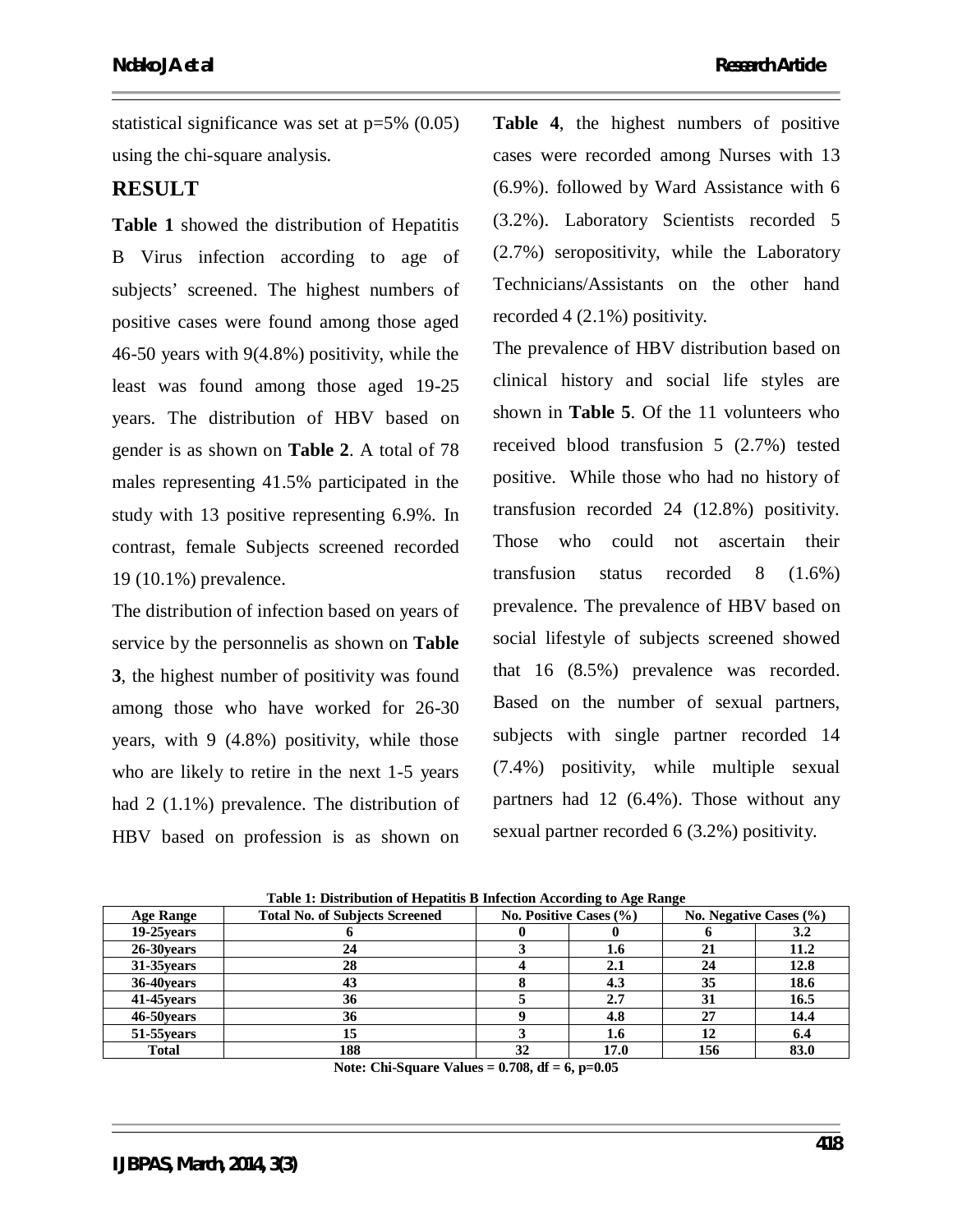statistical significance was set at p=5% (0.05) using the chi-square analysis.

## RESULT

**Table 1** showed the distribution of Hepatitis B Virus infection according to age of subjects' screened. The highest numbers of positive cases were found among those aged 46-50 years with 9(4.8%) positivity, while the least was found among those aged 19-25 years. The distribution of HBV based on gender is as shown on **Table 2**. A total of 78 males representing 41.5% participated in the study with 13 positive representing 6.9%. In contrast, female Subjects screened recorded 19 (10.1%) prevalence.

The distribution of infection based on years of service by the personnelis as shown on **Table 3**, the highest number of positivity was found among those who have worked for 26-30 years, with 9 (4.8%) positivity, while those who are likely to retire in the next 1-5 years had 2 (1.1%) prevalence. The distribution of HBV based on profession is as shown on **Table 4**, the highest numbers of positive cases were recorded among Nurses with 13 (6.9%). followed by Ward Assistance with 6 (3.2%). Laboratory Scientists recorded 5 (2.7%) seropositivity, while the Laboratory Technicians/Assistants on the other hand recorded 4 (2.1%) positivity.

The prevalence of HBV distribution based on clinical history and social life styles are shown in **Table 5**. Of the 11 volunteers who received blood transfusion 5 (2.7%) tested positive. While those who had no history of transfusion recorded 24 (12.8%) positivity. Those who could not ascertain their transfusion status recorded 8 (1.6%) prevalence. The prevalence of HBV based on social lifestyle of subjects screened showed that 16 (8.5%) prevalence was recorded. Based on the number of sexual partners, subjects with single partner recorded 14 (7.4%) positivity, while multiple sexual partners had 12 (6.4%). Those without any sexual partner recorded 6 (3.2%) positivity.

**Table 1: Distribution of Hepatitis B Infection According to Age Range**

| Age Range | Total No. of Subjects Screened | No. Positive Cases (%) | | No. Negative Cases (%) | |
|---|---|---|---|---|---|
| 19-25years | 6 | 0 | 0 | 6 | 3.2 |
| 26-30years | 24 | 3 | 1.6 | 21 | 11.2 |
| 31-35years | 28 | 4 | 2.1 | 24 | 12.8 |
| 36-40years | 43 | 8 | 4.3 | 35 | 18.6 |
| 41-45years | 36 | 5 | 2.7 | 31 | 16.5 |
| 46-50years | 36 | 9 | 4.8 | 27 | 14.4 |
| 51-55years | 15 | 3 | 1.6 | 12 | 6.4 |
| Total | 188 | 32 | 17.0 | 156 | 83.0 |

**Note: Chi-Square Values = 0.708, df = 6, p=0.05**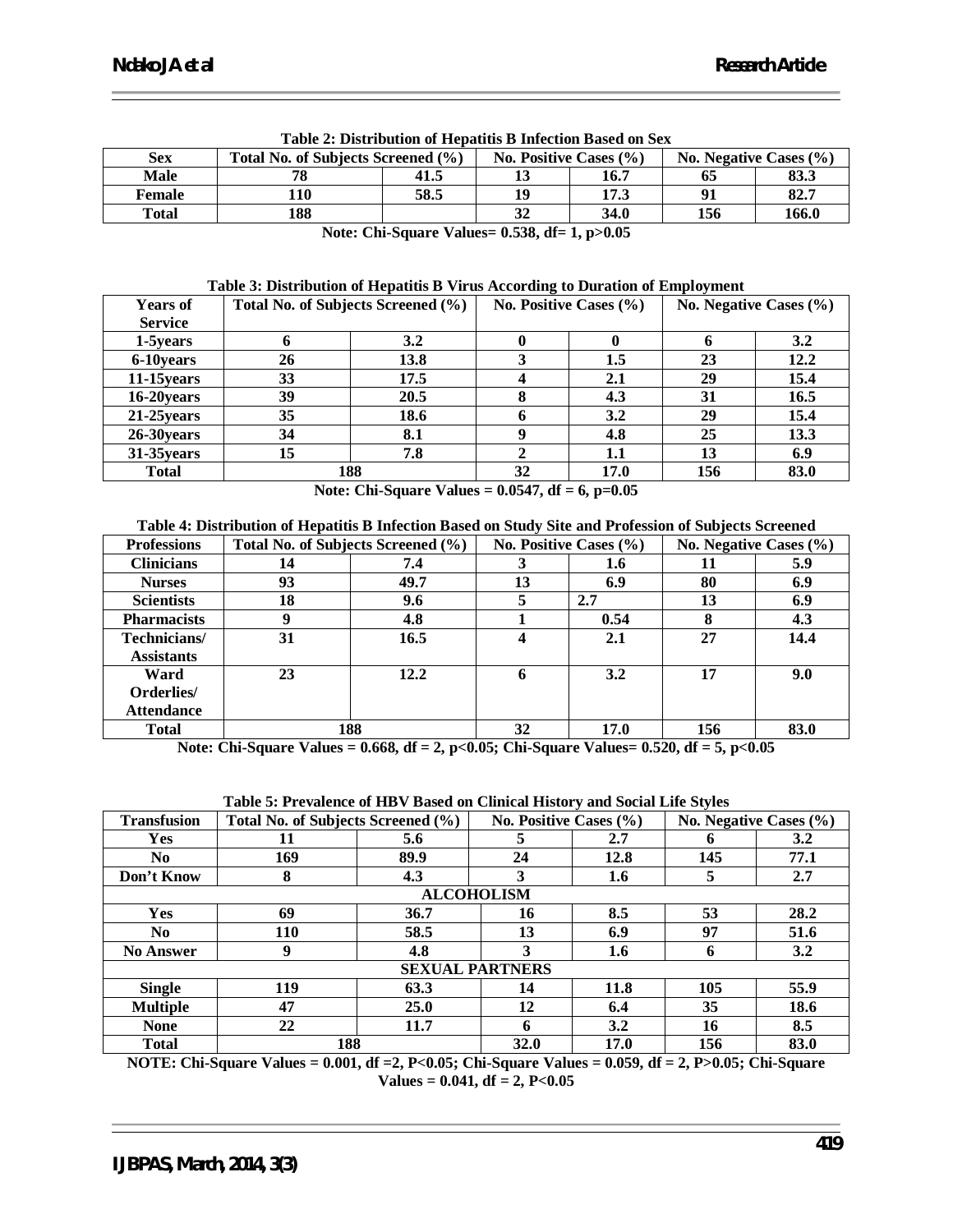**Table 2: Distribution of Hepatitis B Infection Based on Sex**

| Sex | Total No. of Subjects Screened (%) | | No. Positive Cases (%) | | No. Negative Cases (%) | |
|---|---|---|---|---|---|---|
| Male | 78 | 41.5 | 13 | 16.7 | 65 | 83.3 |
| Female | 110 | 58.5 | 19 | 17.3 | 91 | 82.7 |
| Total | 188 | | 32 | 34.0 | 156 | 166.0 |

**Note: Chi-Square Values= 0.538, df= 1, p>0.05**

**Table 3: Distribution of Hepatitis B Virus According to Duration of Employment**

| Years of Service | Total No. of Subjects Screened (%) | | No. Positive Cases (%) | | No. Negative Cases (%) | |
|---|---|---|---|---|---|---|
| 1-5years | 6 | 3.2 | 0 | 0 | 6 | 3.2 |
| 6-10years | 26 | 13.8 | 3 | 1.5 | 23 | 12.2 |
| 11-15years | 33 | 17.5 | 4 | 2.1 | 29 | 15.4 |
| 16-20years | 39 | 20.5 | 8 | 4.3 | 31 | 16.5 |
| 21-25years | 35 | 18.6 | 6 | 3.2 | 29 | 15.4 |
| 26-30years | 34 | 8.1 | 9 | 4.8 | 25 | 13.3 |
| 31-35years | 15 | 7.8 | 2 | 1.1 | 13 | 6.9 |
| Total | 188 | | 32 | 17.0 | 156 | 83.0 |

**Note: Chi-Square Values = 0.0547, df = 6, p=0.05**

**Table 4: Distribution of Hepatitis B Infection Based on Study Site and Profession of Subjects Screened**

| Professions | Total No. of Subjects Screened (%) | | No. Positive Cases (%) | | No. Negative Cases (%) | |
|---|---|---|---|---|---|---|
| Clinicians | 14 | 7.4 | 3 | 1.6 | 11 | 5.9 |
| Nurses | 93 | 49.7 | 13 | 6.9 | 80 | 6.9 |
| Scientists | 18 | 9.6 | 5 | 2.7 | 13 | 6.9 |
| Pharmacists | 9 | 4.8 | 1 | 0.54 | 8 | 4.3 |
| Technicians/ Assistants | 31 | 16.5 | 4 | 2.1 | 27 | 14.4 |
| Ward Orderlies/ Attendance | 23 | 12.2 | 6 | 3.2 | 17 | 9.0 |
| Total | 188 | | 32 | 17.0 | 156 | 83.0 |

**Note: Chi-Square Values = 0.668, df = 2, p<0.05; Chi-Square Values= 0.520, df = 5, p<0.05**

**Table 5: Prevalence of HBV Based on Clinical History and Social Life Styles**

| Transfusion | Total No. of Subjects Screened (%) | | No. Positive Cases (%) | | No. Negative Cases (%) | |
|---|---|---|---|---|---|---|
| Yes | 11 | 5.6 | 5 | 2.7 | 6 | 3.2 |
| No | 169 | 89.9 | 24 | 12.8 | 145 | 77.1 |
| Don't Know | 8 | 4.3 | 3 | 1.6 | 5 | 2.7 |
| **ALCOHOLISM** | | | | | | |
| Yes | 69 | 36.7 | 16 | 8.5 | 53 | 28.2 |
| No | 110 | 58.5 | 13 | 6.9 | 97 | 51.6 |
| No Answer | 9 | 4.8 | 3 | 1.6 | 6 | 3.2 |
| **SEXUAL PARTNERS** | | | | | | |
| Single | 119 | 63.3 | 14 | 11.8 | 105 | 55.9 |
| Multiple | 47 | 25.0 | 12 | 6.4 | 35 | 18.6 |
| None | 22 | 11.7 | 6 | 3.2 | 16 | 8.5 |
| Total | 188 | | 32.0 | 17.0 | 156 | 83.0 |

**NOTE: Chi-Square Values = 0.001, df =2, P<0.05; Chi-Square Values = 0.059, df = 2, P>0.05; Chi-Square Values = 0.041, df = 2, P<0.05**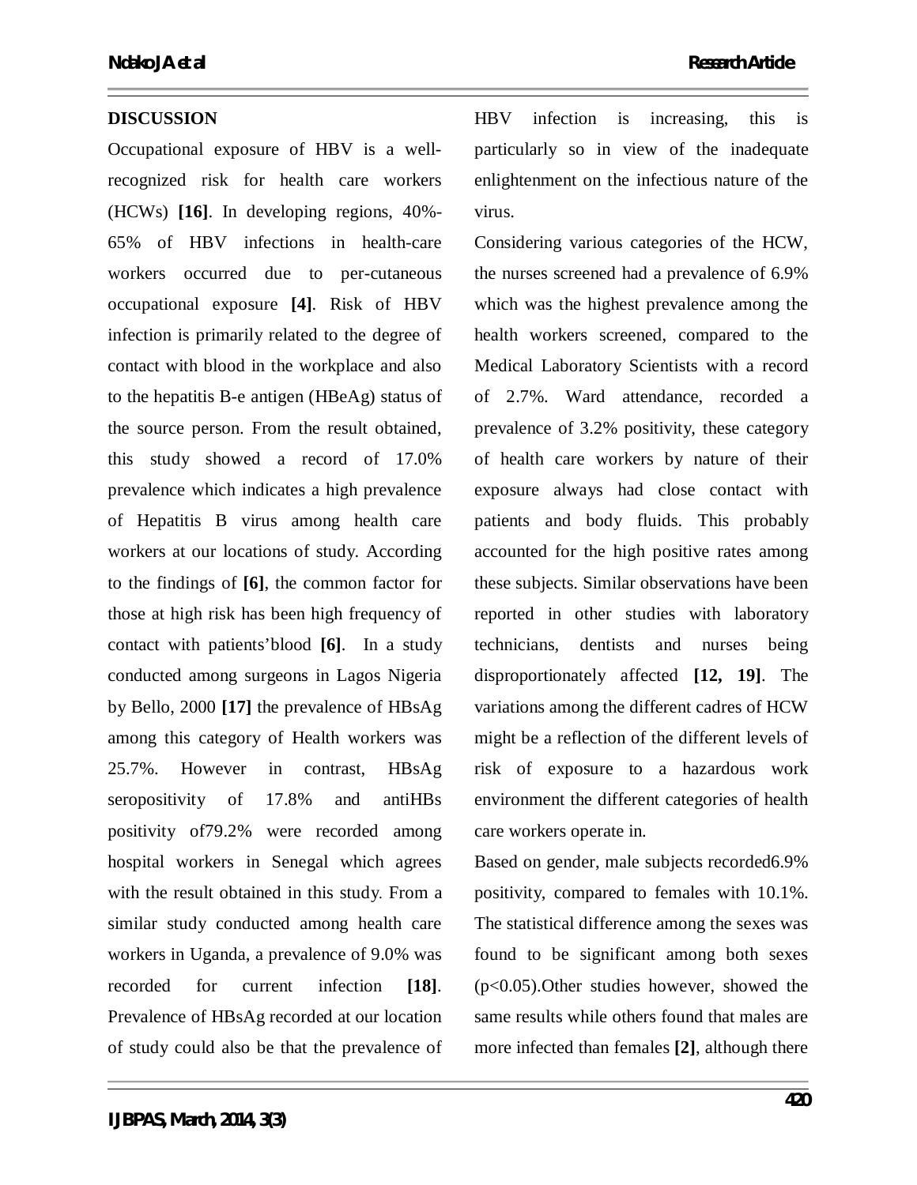## DISCUSSION

Occupational exposure of HBV is a well-recognized risk for health care workers (HCWs) **[16]**. In developing regions, 40%-65% of HBV infections in health-care workers occurred due to per-cutaneous occupational exposure **[4]**. Risk of HBV infection is primarily related to the degree of contact with blood in the workplace and also to the hepatitis B-e antigen (HBeAg) status of the source person. From the result obtained, this study showed a record of 17.0% prevalence which indicates a high prevalence of Hepatitis B virus among health care workers at our locations of study. According to the findings of **[6]**, the common factor for those at high risk has been high frequency of contact with patients'blood **[6]**. In a study conducted among surgeons in Lagos Nigeria by Bello, 2000 **[17]** the prevalence of HBsAg among this category of Health workers was 25.7%. However in contrast, HBsAg seropositivity of 17.8% and antiHBs positivity of79.2% were recorded among hospital workers in Senegal which agrees with the result obtained in this study. From a similar study conducted among health care workers in Uganda, a prevalence of 9.0% was recorded for current infection **[18]**. Prevalence of HBsAg recorded at our location of study could also be that the prevalence of HBV infection is increasing, this is particularly so in view of the inadequate enlightenment on the infectious nature of the virus.

Considering various categories of the HCW, the nurses screened had a prevalence of 6.9% which was the highest prevalence among the health workers screened, compared to the Medical Laboratory Scientists with a record of 2.7%. Ward attendance, recorded a prevalence of 3.2% positivity, these category of health care workers by nature of their exposure always had close contact with patients and body fluids. This probably accounted for the high positive rates among these subjects. Similar observations have been reported in other studies with laboratory technicians, dentists and nurses being disproportionately affected **[12, 19]**. The variations among the different cadres of HCW might be a reflection of the different levels of risk of exposure to a hazardous work environment the different categories of health care workers operate in.

Based on gender, male subjects recorded6.9% positivity, compared to females with 10.1%. The statistical difference among the sexes was found to be significant among both sexes ($p<0.05$).Other studies however, showed the same results while others found that males are more infected than females **[2]**, although there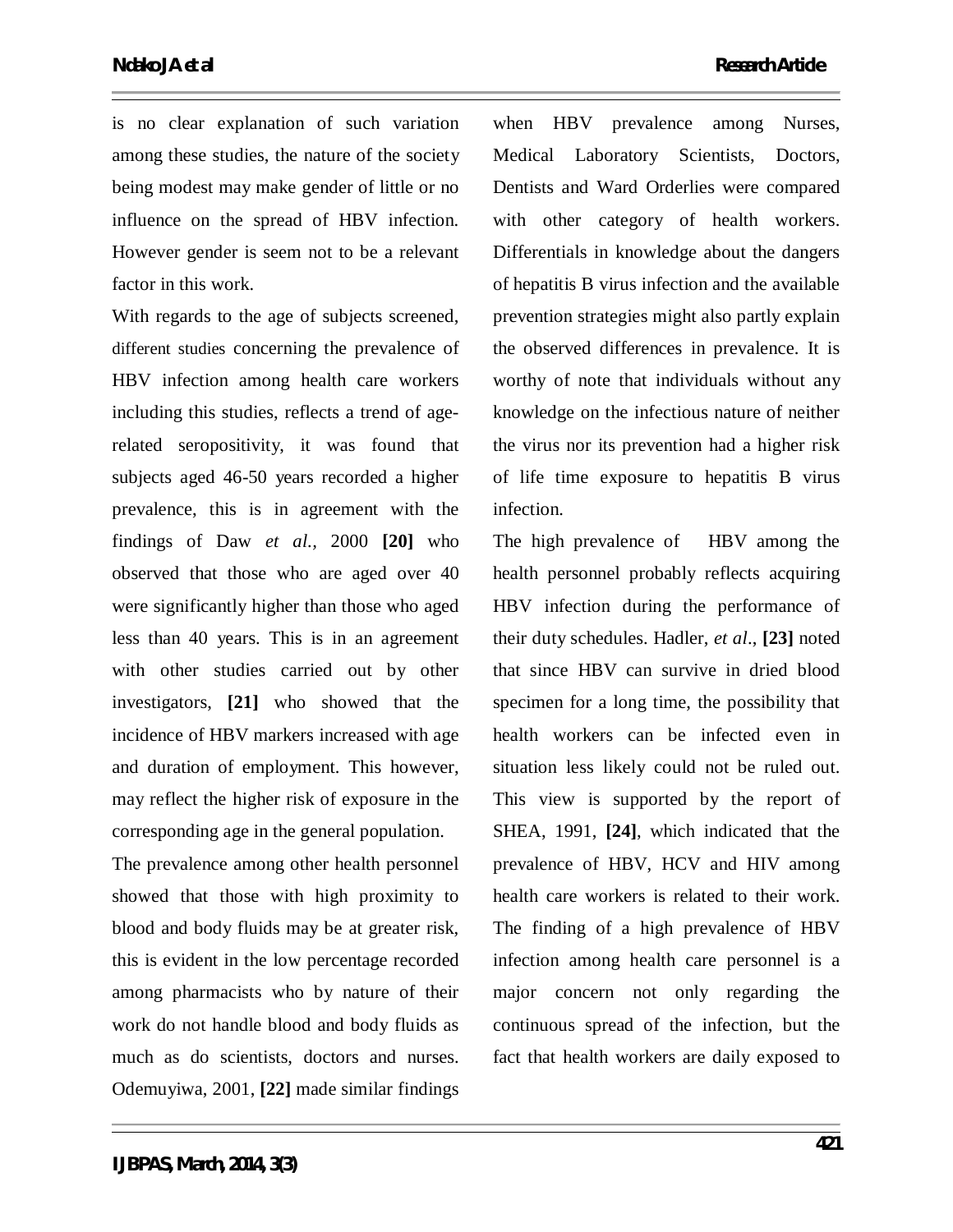is no clear explanation of such variation among these studies, the nature of the society being modest may make gender of little or no influence on the spread of HBV infection. However gender is seem not to be a relevant factor in this work.

With regards to the age of subjects screened, different studies concerning the prevalence of HBV infection among health care workers including this studies, reflects a trend of age-related seropositivity, it was found that subjects aged 46-50 years recorded a higher prevalence, this is in agreement with the findings of Daw *et al.,* 2000 **[20]** who observed that those who are aged over 40 were significantly higher than those who aged less than 40 years. This is in an agreement with other studies carried out by other investigators, **[21]** who showed that the incidence of HBV markers increased with age and duration of employment. This however, may reflect the higher risk of exposure in the corresponding age in the general population.

The prevalence among other health personnel showed that those with high proximity to blood and body fluids may be at greater risk, this is evident in the low percentage recorded among pharmacists who by nature of their work do not handle blood and body fluids as much as do scientists, doctors and nurses. Odemuyiwa, 2001, **[22]** made similar findings when HBV prevalence among Nurses, Medical Laboratory Scientists, Doctors, Dentists and Ward Orderlies were compared with other category of health workers. Differentials in knowledge about the dangers of hepatitis B virus infection and the available prevention strategies might also partly explain the observed differences in prevalence. It is worthy of note that individuals without any knowledge on the infectious nature of neither the virus nor its prevention had a higher risk of life time exposure to hepatitis B virus infection.

The high prevalence of HBV among the health personnel probably reflects acquiring HBV infection during the performance of their duty schedules. Hadler, *et al*., **[23]** noted that since HBV can survive in dried blood specimen for a long time, the possibility that health workers can be infected even in situation less likely could not be ruled out. This view is supported by the report of SHEA, 1991, **[24]**, which indicated that the prevalence of HBV, HCV and HIV among health care workers is related to their work. The finding of a high prevalence of HBV infection among health care personnel is a major concern not only regarding the continuous spread of the infection, but the fact that health workers are daily exposed to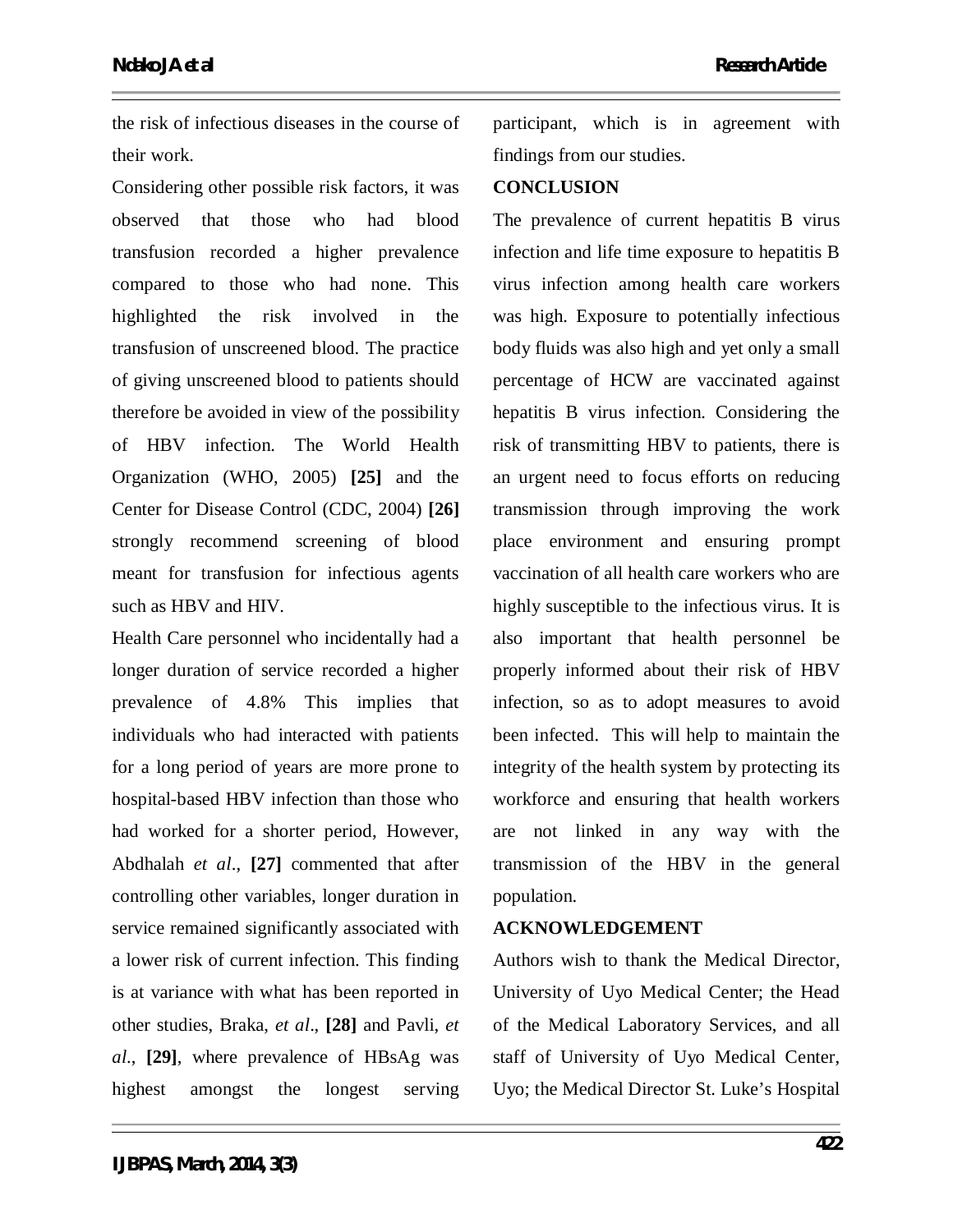the risk of infectious diseases in the course of their work.

Considering other possible risk factors, it was observed that those who had blood transfusion recorded a higher prevalence compared to those who had none. This highlighted the risk involved in the transfusion of unscreened blood. The practice of giving unscreened blood to patients should therefore be avoided in view of the possibility of HBV infection. The World Health Organization (WHO, 2005) **[25]** and the Center for Disease Control (CDC, 2004) **[26]** strongly recommend screening of blood meant for transfusion for infectious agents such as HBV and HIV.

Health Care personnel who incidentally had a longer duration of service recorded a higher prevalence of 4.8% This implies that individuals who had interacted with patients for a long period of years are more prone to hospital-based HBV infection than those who had worked for a shorter period, However, Abdhalah *et al*., **[27]** commented that after controlling other variables, longer duration in service remained significantly associated with a lower risk of current infection. This finding is at variance with what has been reported in other studies, Braka, *et al*., **[28]** and Pavli, *et al*., **[29]**, where prevalence of HBsAg was highest amongst the longest serving participant, which is in agreement with findings from our studies.

## CONCLUSION

The prevalence of current hepatitis B virus infection and life time exposure to hepatitis B virus infection among health care workers was high. Exposure to potentially infectious body fluids was also high and yet only a small percentage of HCW are vaccinated against hepatitis B virus infection. Considering the risk of transmitting HBV to patients, there is an urgent need to focus efforts on reducing transmission through improving the work place environment and ensuring prompt vaccination of all health care workers who are highly susceptible to the infectious virus. It is also important that health personnel be properly informed about their risk of HBV infection, so as to adopt measures to avoid been infected. This will help to maintain the integrity of the health system by protecting its workforce and ensuring that health workers are not linked in any way with the transmission of the HBV in the general population.

## ACKNOWLEDGEMENT

Authors wish to thank the Medical Director, University of Uyo Medical Center; the Head of the Medical Laboratory Services, and all staff of University of Uyo Medical Center, Uyo; the Medical Director St. Luke's Hospital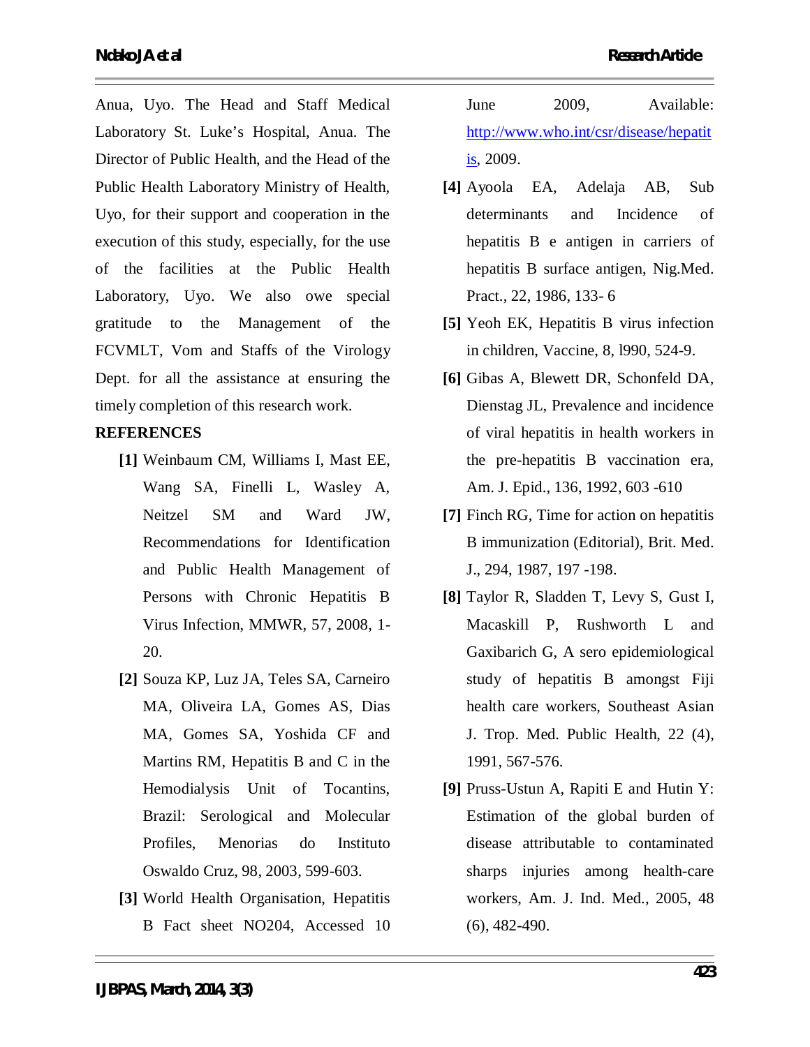Anua, Uyo. The Head and Staff Medical Laboratory St. Luke's Hospital, Anua. The Director of Public Health, and the Head of the Public Health Laboratory Ministry of Health, Uyo, for their support and cooperation in the execution of this study, especially, for the use of the facilities at the Public Health Laboratory, Uyo. We also owe special gratitude to the Management of the FCVMLT, Vom and Staffs of the Virology Dept. for all the assistance at ensuring the timely completion of this research work.

**REFERENCES**

**[1]** Weinbaum CM, Williams I, Mast EE, Wang SA, Finelli L, Wasley A, Neitzel SM and Ward JW, Recommendations for Identification and Public Health Management of Persons with Chronic Hepatitis B Virus Infection, MMWR, 57, 2008, 1-20.

**[2]** Souza KP, Luz JA, Teles SA, Carneiro MA, Oliveira LA, Gomes AS, Dias MA, Gomes SA, Yoshida CF and Martins RM, Hepatitis B and C in the Hemodialysis Unit of Tocantins, Brazil: Serological and Molecular Profiles, Menorias do Instituto Oswaldo Cruz, 98, 2003, 599-603.

**[3]** World Health Organisation, Hepatitis B Fact sheet NO204, Accessed 10 June 2009, Available: http://www.who.int/csr/disease/hepatitis, 2009.

**[4]** Ayoola EA, Adelaja AB, Sub determinants and Incidence of hepatitis B e antigen in carriers of hepatitis B surface antigen, Nig.Med. Pract., 22, 1986, 133- 6

**[5]** Yeoh EK, Hepatitis B virus infection in children, Vaccine, 8, l990, 524-9.

**[6]** Gibas A, Blewett DR, Schonfeld DA, Dienstag JL, Prevalence and incidence of viral hepatitis in health workers in the pre-hepatitis B vaccination era, Am. J. Epid., 136, 1992, 603 -610

**[7]** Finch RG, Time for action on hepatitis B immunization (Editorial), Brit. Med. J., 294, 1987, 197 -198.

**[8]** Taylor R, Sladden T, Levy S, Gust I, Macaskill P, Rushworth L and Gaxibarich G, A sero epidemiological study of hepatitis B amongst Fiji health care workers, Southeast Asian J. Trop. Med. Public Health, 22 (4), 1991, 567-576.

**[9]** Pruss-Ustun A, Rapiti E and Hutin Y: Estimation of the global burden of disease attributable to contaminated sharps injuries among health-care workers, Am. J. Ind. Med., 2005, 48 (6), 482-490.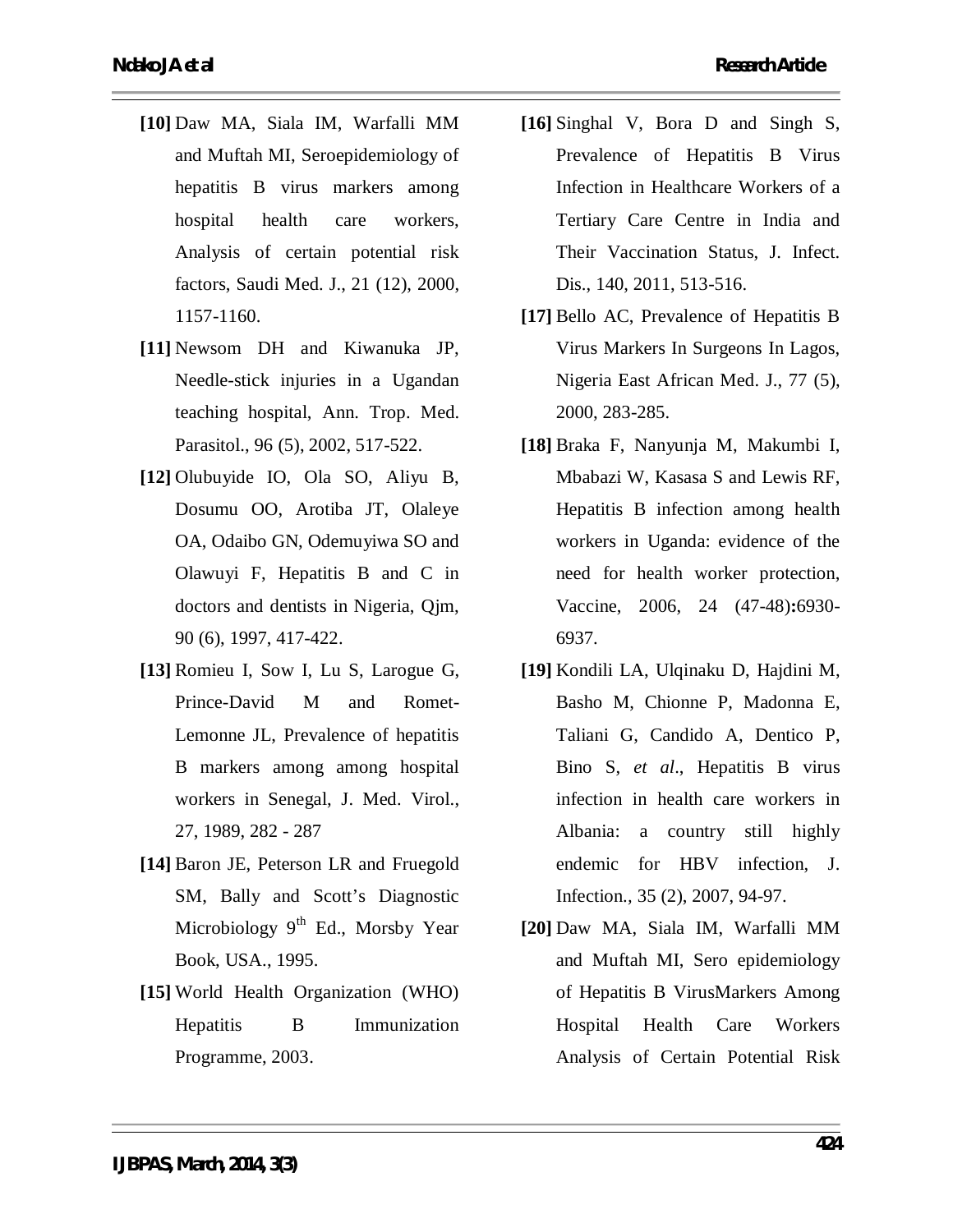**[10]** Daw MA, Siala IM, Warfalli MM and Muftah MI, Seroepidemiology of hepatitis B virus markers among hospital health care workers, Analysis of certain potential risk factors, Saudi Med. J., 21 (12), 2000, 1157-1160.

**[11]** Newsom DH and Kiwanuka JP, Needle-stick injuries in a Ugandan teaching hospital, Ann. Trop. Med. Parasitol., 96 (5), 2002, 517-522.

**[12]** Olubuyide IO, Ola SO, Aliyu B, Dosumu OO, Arotiba JT, Olaleye OA, Odaibo GN, Odemuyiwa SO and Olawuyi F, Hepatitis B and C in doctors and dentists in Nigeria, Qjm, 90 (6), 1997, 417-422.

**[13]** Romieu I, Sow I, Lu S, Larogue G, Prince-David M and Romet-Lemonne JL, Prevalence of hepatitis B markers among among hospital workers in Senegal, J. Med. Virol., 27, 1989, 282 - 287

**[14]** Baron JE, Peterson LR and Fruegold SM, Bally and Scott's Diagnostic Microbiology 9th Ed., Morsby Year Book, USA., 1995.

**[15]** World Health Organization (WHO) Hepatitis B Immunization Programme, 2003.

**[16]** Singhal V, Bora D and Singh S, Prevalence of Hepatitis B Virus Infection in Healthcare Workers of a Tertiary Care Centre in India and Their Vaccination Status, J. Infect. Dis., 140, 2011, 513-516.

**[17]** Bello AC, Prevalence of Hepatitis B Virus Markers In Surgeons In Lagos, Nigeria East African Med. J., 77 (5), 2000, 283-285.

**[18]** Braka F, Nanyunja M, Makumbi I, Mbabazi W, Kasasa S and Lewis RF, Hepatitis B infection among health workers in Uganda: evidence of the need for health worker protection, Vaccine, 2006, 24 (47-48)**:**6930-6937.

**[19]** Kondili LA, Ulqinaku D, Hajdini M, Basho M, Chionne P, Madonna E, Taliani G, Candido A, Dentico P, Bino S, *et al*., Hepatitis B virus infection in health care workers in Albania: a country still highly endemic for HBV infection, J. Infection., 35 (2), 2007, 94-97.

**[20]** Daw MA, Siala IM, Warfalli MM and Muftah MI, Sero epidemiology of Hepatitis B VirusMarkers Among Hospital Health Care Workers Analysis of Certain Potential Risk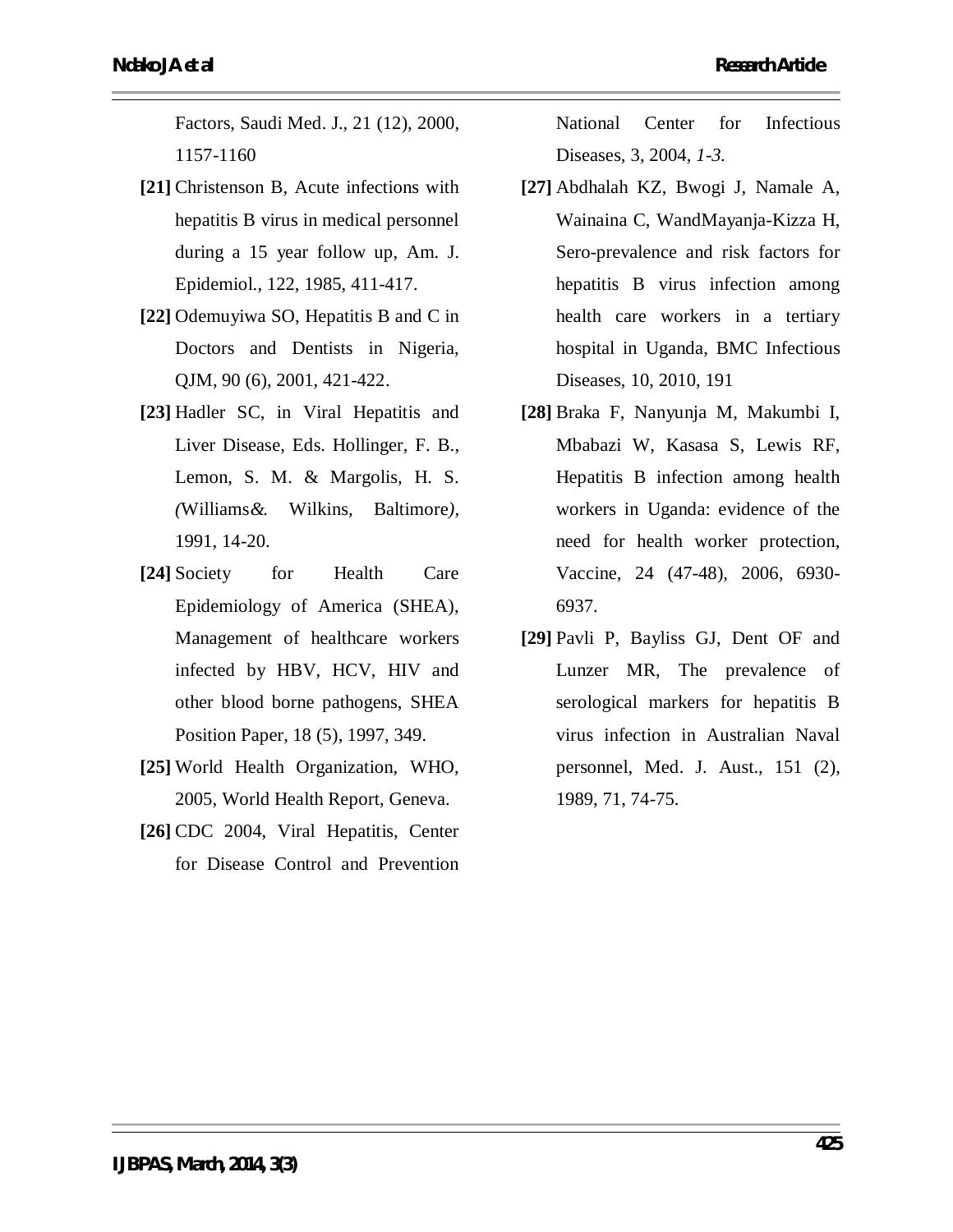Factors, Saudi Med. J., 21 (12), 2000, 1157-1160

**[21]** Christenson B, Acute infections with hepatitis B virus in medical personnel during a 15 year follow up, Am. J. Epidemiol., 122, 1985, 411-417.

**[22]** Odemuyiwa SO, Hepatitis B and C in Doctors and Dentists in Nigeria, QJM, 90 (6), 2001, 421-422.

**[23]** Hadler SC, in Viral Hepatitis and Liver Disease, Eds. Hollinger, F. B., Lemon, S. M. & Margolis, H. S. *(*Williams*&.* Wilkins*,* Baltimore*)*, 1991, 14-20.

**[24]** Society for Health Care Epidemiology of America (SHEA), Management of healthcare workers infected by HBV, HCV, HIV and other blood borne pathogens, SHEA Position Paper, 18 (5), 1997, 349.

**[25]** World Health Organization, WHO, 2005, World Health Report, Geneva.

**[26]** CDC 2004, Viral Hepatitis, Center for Disease Control and Prevention National Center for Infectious Diseases, 3, 2004, *1-3.*

**[27]** Abdhalah KZ, Bwogi J, Namale A, Wainaina C, WandMayanja-Kizza H, Sero-prevalence and risk factors for hepatitis B virus infection among health care workers in a tertiary hospital in Uganda, BMC Infectious Diseases, 10, 2010, 191

**[28]** Braka F, Nanyunja M, Makumbi I, Mbabazi W, Kasasa S, Lewis RF, Hepatitis B infection among health workers in Uganda: evidence of the need for health worker protection, Vaccine, 24 (47-48), 2006, 6930-6937.

**[29]** Pavli P, Bayliss GJ, Dent OF and Lunzer MR, The prevalence of serological markers for hepatitis B virus infection in Australian Naval personnel, Med. J. Aust., 151 (2), 1989, 71, 74-75.